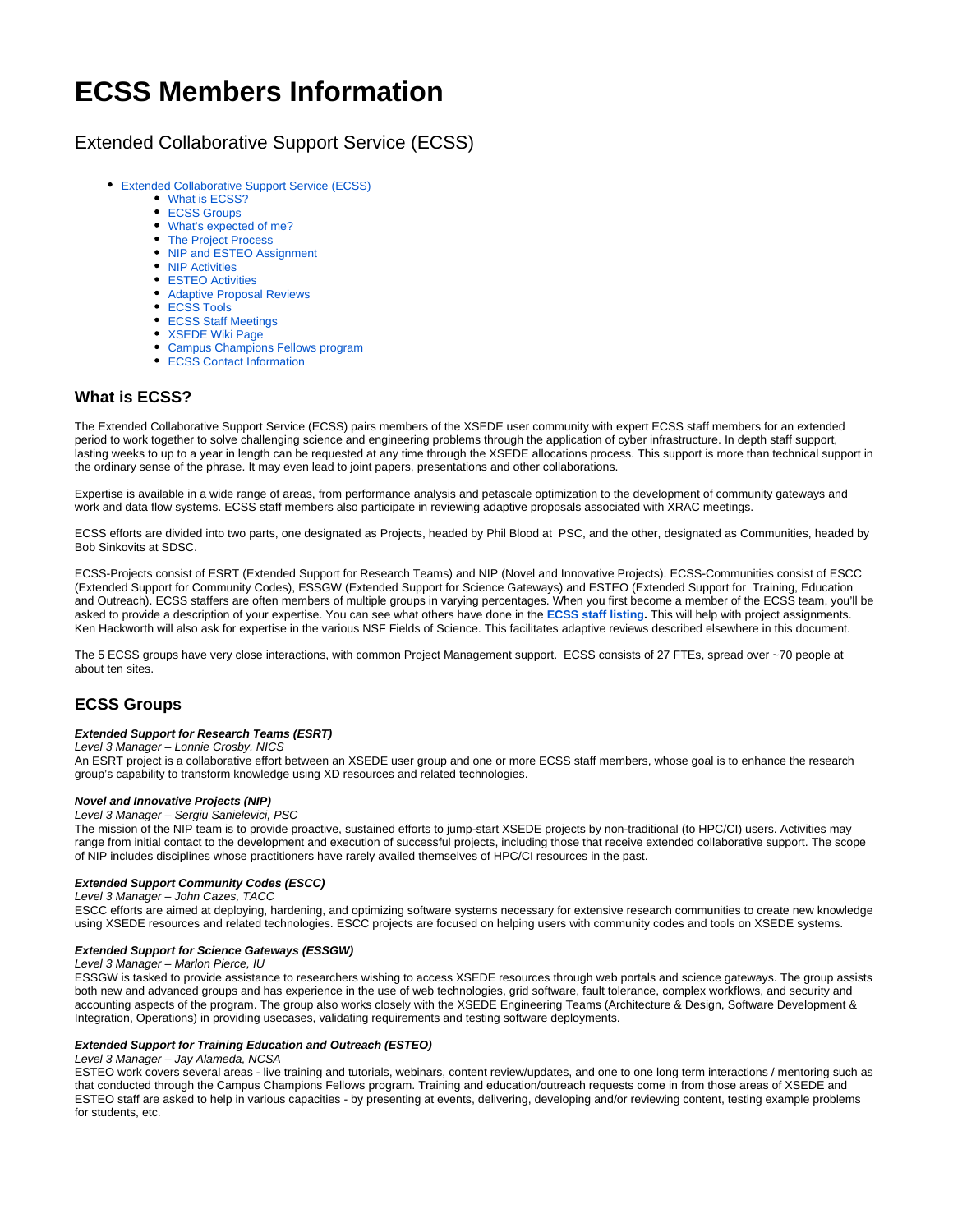# ECSS Members Information

## Extended Collaborative Support Service (ECSS)

- Extended Collaborative Support Service (ECSS)
  - What is ECSS?
  - ECSS Groups
  - What's expected of me?
  - The Project Process
  - NIP and ESTEO Assignment
  - NIP Activities
  - ESTEO Activities
  - Adaptive Proposal Reviews
  - ECSS Tools
  - ECSS Staff Meetings
  - XSEDE Wiki Page
  - Campus Champions Fellows program
  - ECSS Contact Information

### What is ECSS?

The Extended Collaborative Support Service (ECSS) pairs members of the XSEDE user community with expert ECSS staff members for an extended period to work together to solve challenging science and engineering problems through the application of cyber infrastructure. In depth staff support, lasting weeks to up to a year in length can be requested at any time through the XSEDE allocations process. This support is more than technical support in the ordinary sense of the phrase. It may even lead to joint papers, presentations and other collaborations.

Expertise is available in a wide range of areas, from performance analysis and petascale optimization to the development of community gateways and work and data flow systems. ECSS staff members also participate in reviewing adaptive proposals associated with XRAC meetings.

ECSS efforts are divided into two parts, one designated as Projects, headed by Phil Blood at PSC, and the other, designated as Communities, headed by Bob Sinkovits at SDSC.

ECSS-Projects consist of ESRT (Extended Support for Research Teams) and NIP (Novel and Innovative Projects). ECSS-Communities consist of ESCC (Extended Support for Community Codes), ESSGW (Extended Support for Science Gateways) and ESTEO (Extended Support for Training, Education and Outreach). ECSS staffers are often members of multiple groups in varying percentages. When you first become a member of the ECSS team, you'll be asked to provide a description of your expertise. You can see what others have done in the **ECSS staff listing.** This will help with project assignments. Ken Hackworth will also ask for expertise in the various NSF Fields of Science. This facilitates adaptive reviews described elsewhere in this document.

The 5 ECSS groups have very close interactions, with common Project Management support. ECSS consists of 27 FTEs, spread over ~70 people at about ten sites.

### ECSS Groups

***Extended Support for Research Teams (ESRT)***
*Level 3 Manager – Lonnie Crosby, NICS*
An ESRT project is a collaborative effort between an XSEDE user group and one or more ECSS staff members, whose goal is to enhance the research group's capability to transform knowledge using XD resources and related technologies.

***Novel and Innovative Projects (NIP)***
*Level 3 Manager – Sergiu Sanielevici, PSC*
The mission of the NIP team is to provide proactive, sustained efforts to jump-start XSEDE projects by non-traditional (to HPC/CI) users. Activities may range from initial contact to the development and execution of successful projects, including those that receive extended collaborative support. The scope of NIP includes disciplines whose practitioners have rarely availed themselves of HPC/CI resources in the past.

***Extended Support Community Codes (ESCC)***
*Level 3 Manager – John Cazes, TACC*
ESCC efforts are aimed at deploying, hardening, and optimizing software systems necessary for extensive research communities to create new knowledge using XSEDE resources and related technologies. ESCC projects are focused on helping users with community codes and tools on XSEDE systems.

***Extended Support for Science Gateways (ESSGW)***
*Level 3 Manager – Marlon Pierce, IU*
ESSGW is tasked to provide assistance to researchers wishing to access XSEDE resources through web portals and science gateways. The group assists both new and advanced groups and has experience in the use of web technologies, grid software, fault tolerance, complex workflows, and security and accounting aspects of the program. The group also works closely with the XSEDE Engineering Teams (Architecture & Design, Software Development & Integration, Operations) in providing usecases, validating requirements and testing software deployments.

***Extended Support for Training Education and Outreach (ESTEO)***
*Level 3 Manager – Jay Alameda, NCSA*
ESTEO work covers several areas - live training and tutorials, webinars, content review/updates, and one to one long term interactions / mentoring such as that conducted through the Campus Champions Fellows program. Training and education/outreach requests come in from those areas of XSEDE and ESTEO staff are asked to help in various capacities - by presenting at events, delivering, developing and/or reviewing content, testing example problems for students, etc.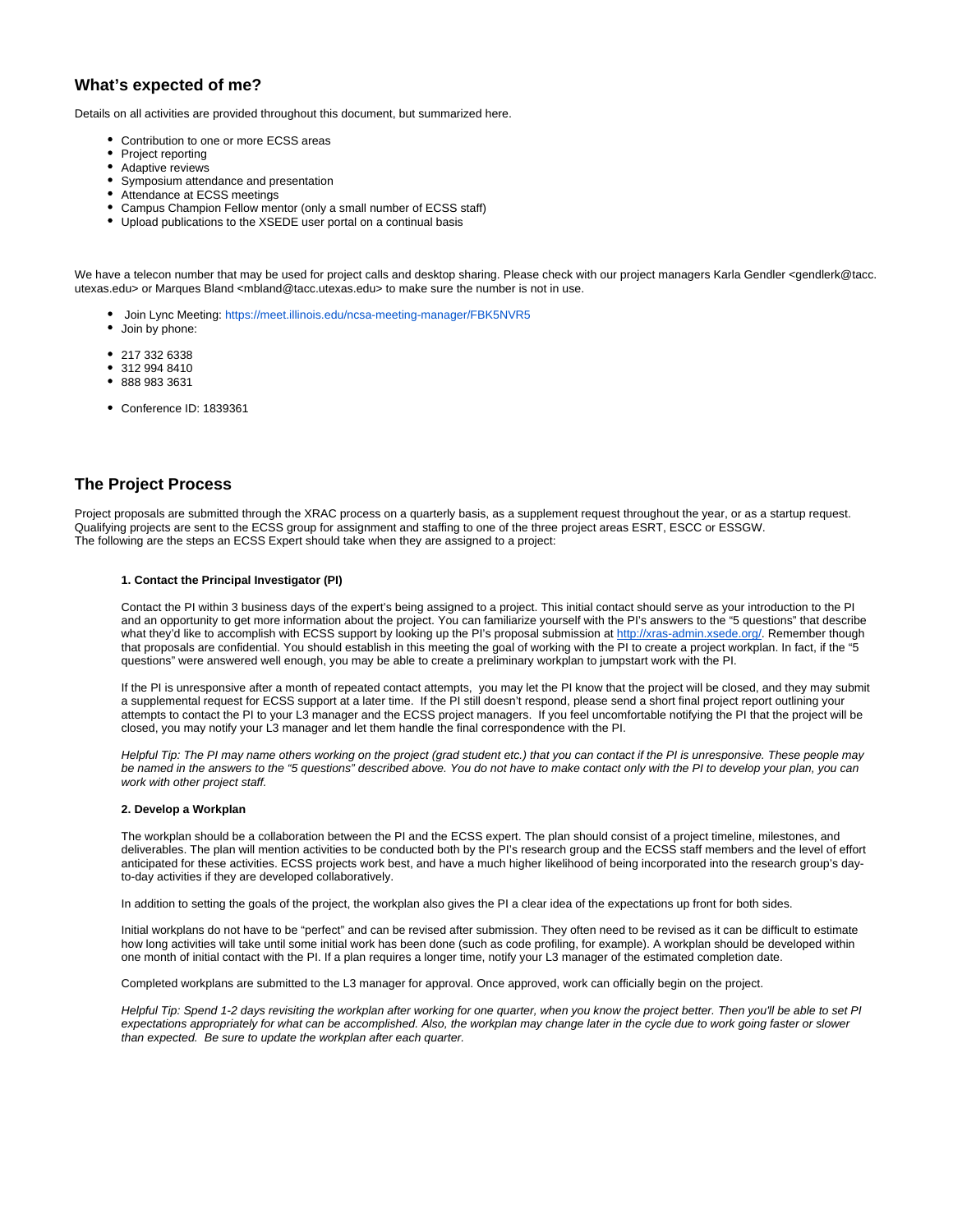## What's expected of me?

Details on all activities are provided throughout this document, but summarized here.

- Contribution to one or more ECSS areas
- Project reporting
- Adaptive reviews
- Symposium attendance and presentation
- Attendance at ECSS meetings
- Campus Champion Fellow mentor (only a small number of ECSS staff)
- Upload publications to the XSEDE user portal on a continual basis

We have a telecon number that may be used for project calls and desktop sharing. Please check with our project managers Karla Gendler <gendlerk@tacc.utexas.edu> or Marques Bland <mbland@tacc.utexas.edu> to make sure the number is not in use.

- Join Lync Meeting: https://meet.illinois.edu/ncsa-meeting-manager/FBK5NVR5
- Join by phone:

- 217 332 6338
- 312 994 8410
- 888 983 3631

- Conference ID: 1839361

## The Project Process

Project proposals are submitted through the XRAC process on a quarterly basis, as a supplement request throughout the year, or as a startup request. Qualifying projects are sent to the ECSS group for assignment and staffing to one of the three project areas ESRT, ESCC or ESSGW.
The following are the steps an ECSS Expert should take when they are assigned to a project:

**1. Contact the Principal Investigator (PI)**

Contact the PI within 3 business days of the expert's being assigned to a project. This initial contact should serve as your introduction to the PI and an opportunity to get more information about the project. You can familiarize yourself with the PI's answers to the "5 questions" that describe what they'd like to accomplish with ECSS support by looking up the PI's proposal submission at http://xras-admin.xsede.org/. Remember though that proposals are confidential. You should establish in this meeting the goal of working with the PI to create a project workplan. In fact, if the "5 questions" were answered well enough, you may be able to create a preliminary workplan to jumpstart work with the PI.

If the PI is unresponsive after a month of repeated contact attempts, you may let the PI know that the project will be closed, and they may submit a supplemental request for ECSS support at a later time. If the PI still doesn't respond, please send a short final project report outlining your attempts to contact the PI to your L3 manager and the ECSS project managers. If you feel uncomfortable notifying the PI that the project will be closed, you may notify your L3 manager and let them handle the final correspondence with the PI.

*Helpful Tip: The PI may name others working on the project (grad student etc.) that you can contact if the PI is unresponsive. These people may be named in the answers to the "5 questions" described above. You do not have to make contact only with the PI to develop your plan, you can work with other project staff.*

**2. Develop a Workplan**

The workplan should be a collaboration between the PI and the ECSS expert. The plan should consist of a project timeline, milestones, and deliverables. The plan will mention activities to be conducted both by the PI's research group and the ECSS staff members and the level of effort anticipated for these activities. ECSS projects work best, and have a much higher likelihood of being incorporated into the research group's day-to-day activities if they are developed collaboratively.

In addition to setting the goals of the project, the workplan also gives the PI a clear idea of the expectations up front for both sides.

Initial workplans do not have to be "perfect" and can be revised after submission. They often need to be revised as it can be difficult to estimate how long activities will take until some initial work has been done (such as code profiling, for example). A workplan should be developed within one month of initial contact with the PI. If a plan requires a longer time, notify your L3 manager of the estimated completion date.

Completed workplans are submitted to the L3 manager for approval. Once approved, work can officially begin on the project.

*Helpful Tip: Spend 1-2 days revisiting the workplan after working for one quarter, when you know the project better. Then you'll be able to set PI expectations appropriately for what can be accomplished. Also, the workplan may change later in the cycle due to work going faster or slower than expected. Be sure to update the workplan after each quarter.*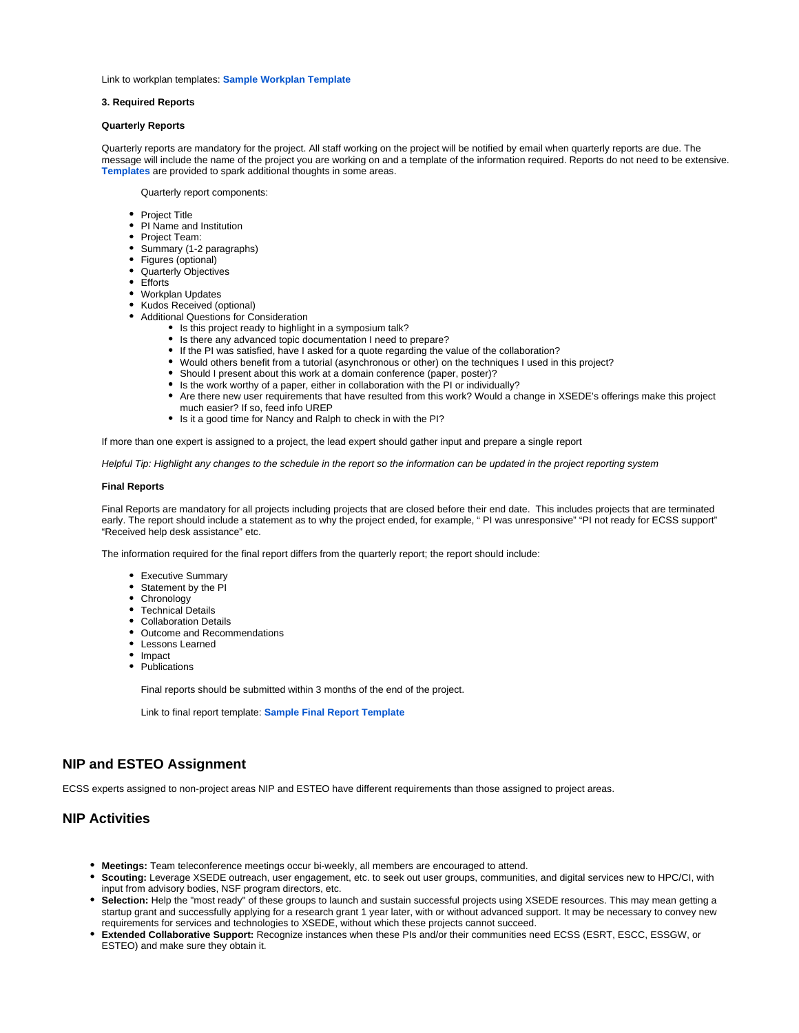Link to workplan templates: **Sample Workplan Template**

**3. Required Reports**

**Quarterly Reports**

Quarterly reports are mandatory for the project. All staff working on the project will be notified by email when quarterly reports are due. The message will include the name of the project you are working on and a template of the information required. Reports do not need to be extensive. **Templates** are provided to spark additional thoughts in some areas.

Quarterly report components:

- Project Title
- PI Name and Institution
- Project Team:
- Summary (1-2 paragraphs)
- Figures (optional)
- Quarterly Objectives
- Efforts
- Workplan Updates
- Kudos Received (optional)
- Additional Questions for Consideration
  - Is this project ready to highlight in a symposium talk?
  - Is there any advanced topic documentation I need to prepare?
  - If the PI was satisfied, have I asked for a quote regarding the value of the collaboration?
  - Would others benefit from a tutorial (asynchronous or other) on the techniques I used in this project?
  - Should I present about this work at a domain conference (paper, poster)?
  - Is the work worthy of a paper, either in collaboration with the PI or individually?
  - Are there new user requirements that have resulted from this work? Would a change in XSEDE's offerings make this project much easier? If so, feed info UREP
  - Is it a good time for Nancy and Ralph to check in with the PI?

If more than one expert is assigned to a project, the lead expert should gather input and prepare a single report

*Helpful Tip: Highlight any changes to the schedule in the report so the information can be updated in the project reporting system*

**Final Reports**

Final Reports are mandatory for all projects including projects that are closed before their end date. This includes projects that are terminated early. The report should include a statement as to why the project ended, for example, " PI was unresponsive" "PI not ready for ECSS support" "Received help desk assistance" etc.

The information required for the final report differs from the quarterly report; the report should include:

- Executive Summary
- Statement by the PI
- Chronology
- Technical Details
- Collaboration Details
- Outcome and Recommendations
- Lessons Learned
- Impact
- Publications

Final reports should be submitted within 3 months of the end of the project.

Link to final report template: **Sample Final Report Template**

## NIP and ESTEO Assignment

ECSS experts assigned to non-project areas NIP and ESTEO have different requirements than those assigned to project areas.

## NIP Activities

- **Meetings:** Team teleconference meetings occur bi-weekly, all members are encouraged to attend.
- **Scouting:** Leverage XSEDE outreach, user engagement, etc. to seek out user groups, communities, and digital services new to HPC/CI, with input from advisory bodies, NSF program directors, etc.
- **Selection:** Help the "most ready" of these groups to launch and sustain successful projects using XSEDE resources. This may mean getting a startup grant and successfully applying for a research grant 1 year later, with or without advanced support. It may be necessary to convey new requirements for services and technologies to XSEDE, without which these projects cannot succeed.
- **Extended Collaborative Support:** Recognize instances when these PIs and/or their communities need ECSS (ESRT, ESCC, ESSGW, or ESTEO) and make sure they obtain it.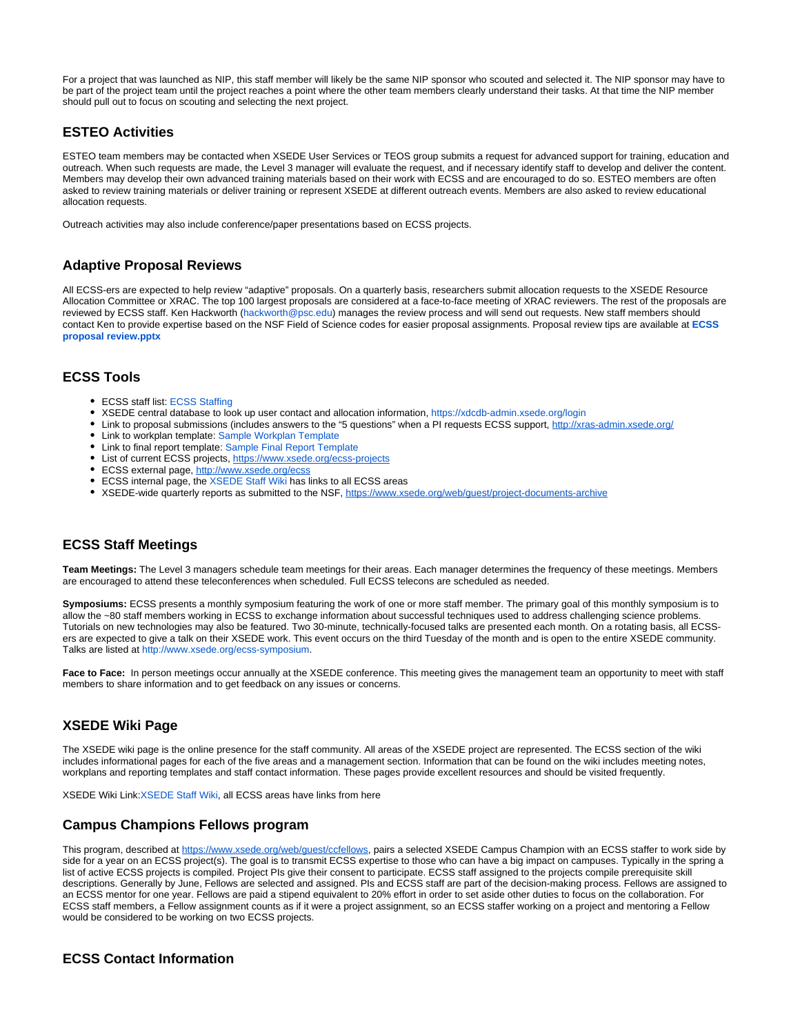For a project that was launched as NIP, this staff member will likely be the same NIP sponsor who scouted and selected it. The NIP sponsor may have to be part of the project team until the project reaches a point where the other team members clearly understand their tasks. At that time the NIP member should pull out to focus on scouting and selecting the next project.

## ESTEO Activities

ESTEO team members may be contacted when XSEDE User Services or TEOS group submits a request for advanced support for training, education and outreach. When such requests are made, the Level 3 manager will evaluate the request, and if necessary identify staff to develop and deliver the content. Members may develop their own advanced training materials based on their work with ECSS and are encouraged to do so. ESTEO members are often asked to review training materials or deliver training or represent XSEDE at different outreach events. Members are also asked to review educational allocation requests.

Outreach activities may also include conference/paper presentations based on ECSS projects.

## Adaptive Proposal Reviews

All ECSS-ers are expected to help review "adaptive" proposals. On a quarterly basis, researchers submit allocation requests to the XSEDE Resource Allocation Committee or XRAC. The top 100 largest proposals are considered at a face-to-face meeting of XRAC reviewers. The rest of the proposals are reviewed by ECSS staff. Ken Hackworth (hackworth@psc.edu) manages the review process and will send out requests. New staff members should contact Ken to provide expertise based on the NSF Field of Science codes for easier proposal assignments. Proposal review tips are available at **ECSS proposal review.pptx**

## ECSS Tools

- ECSS staff list: ECSS Staffing
- XSEDE central database to look up user contact and allocation information, https://xdcdb-admin.xsede.org/login
- Link to proposal submissions (includes answers to the "5 questions" when a PI requests ECSS support, http://xras-admin.xsede.org/
- Link to workplan template: Sample Workplan Template
- Link to final report template: Sample Final Report Template
- List of current ECSS projects, https://www.xsede.org/ecss-projects
- ECSS external page, http://www.xsede.org/ecss
- ECSS internal page, the XSEDE Staff Wiki has links to all ECSS areas
- XSEDE-wide quarterly reports as submitted to the NSF, https://www.xsede.org/web/guest/project-documents-archive

## ECSS Staff Meetings

**Team Meetings:** The Level 3 managers schedule team meetings for their areas. Each manager determines the frequency of these meetings. Members are encouraged to attend these teleconferences when scheduled. Full ECSS telecons are scheduled as needed.

**Symposiums:** ECSS presents a monthly symposium featuring the work of one or more staff member. The primary goal of this monthly symposium is to allow the ~80 staff members working in ECSS to exchange information about successful techniques used to address challenging science problems. Tutorials on new technologies may also be featured. Two 30-minute, technically-focused talks are presented each month. On a rotating basis, all ECSS-ers are expected to give a talk on their XSEDE work. This event occurs on the third Tuesday of the month and is open to the entire XSEDE community. Talks are listed at http://www.xsede.org/ecss-symposium.

**Face to Face:** In person meetings occur annually at the XSEDE conference. This meeting gives the management team an opportunity to meet with staff members to share information and to get feedback on any issues or concerns.

## XSEDE Wiki Page

The XSEDE wiki page is the online presence for the staff community. All areas of the XSEDE project are represented. The ECSS section of the wiki includes informational pages for each of the five areas and a management section. Information that can be found on the wiki includes meeting notes, workplans and reporting templates and staff contact information. These pages provide excellent resources and should be visited frequently.

XSEDE Wiki Link:XSEDE Staff Wiki, all ECSS areas have links from here

## Campus Champions Fellows program

This program, described at https://www.xsede.org/web/guest/ccfellows, pairs a selected XSEDE Campus Champion with an ECSS staffer to work side by side for a year on an ECSS project(s). The goal is to transmit ECSS expertise to those who can have a big impact on campuses. Typically in the spring a list of active ECSS projects is compiled. Project PIs give their consent to participate. ECSS staff assigned to the projects compile prerequisite skill descriptions. Generally by June, Fellows are selected and assigned. PIs and ECSS staff are part of the decision-making process. Fellows are assigned to an ECSS mentor for one year. Fellows are paid a stipend equivalent to 20% effort in order to set aside other duties to focus on the collaboration. For ECSS staff members, a Fellow assignment counts as if it were a project assignment, so an ECSS staffer working on a project and mentoring a Fellow would be considered to be working on two ECSS projects.

## ECSS Contact Information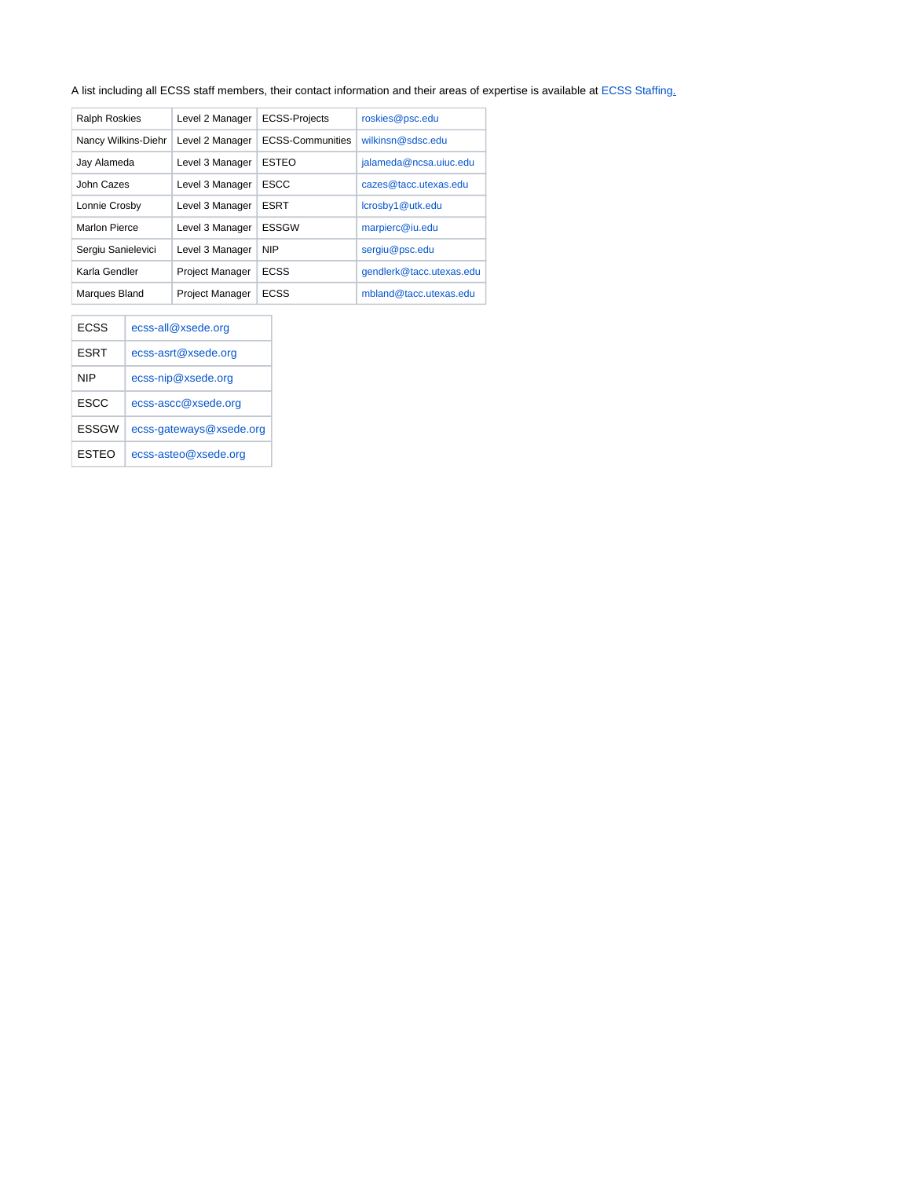A list including all ECSS staff members, their contact information and their areas of expertise is available at ECSS Staffing.

| | | | |
|---|---|---|---|
| Ralph Roskies | Level 2 Manager | ECSS-Projects | roskies@psc.edu |
| Nancy Wilkins-Diehr | Level 2 Manager | ECSS-Communities | wilkinsn@sdsc.edu |
| Jay Alameda | Level 3 Manager | ESTEO | jalameda@ncsa.uiuc.edu |
| John Cazes | Level 3 Manager | ESCC | cazes@tacc.utexas.edu |
| Lonnie Crosby | Level 3 Manager | ESRT | lcrosby1@utk.edu |
| Marlon Pierce | Level 3 Manager | ESSGW | marpierc@iu.edu |
| Sergiu Sanielevici | Level 3 Manager | NIP | sergiu@psc.edu |
| Karla Gendler | Project Manager | ECSS | gendlerk@tacc.utexas.edu |
| Marques Bland | Project Manager | ECSS | mbland@tacc.utexas.edu |

| | |
|---|---|
| ECSS | ecss-all@xsede.org |
| ESRT | ecss-asrt@xsede.org |
| NIP | ecss-nip@xsede.org |
| ESCC | ecss-ascc@xsede.org |
| ESSGW | ecss-gateways@xsede.org |
| ESTEO | ecss-asteo@xsede.org |